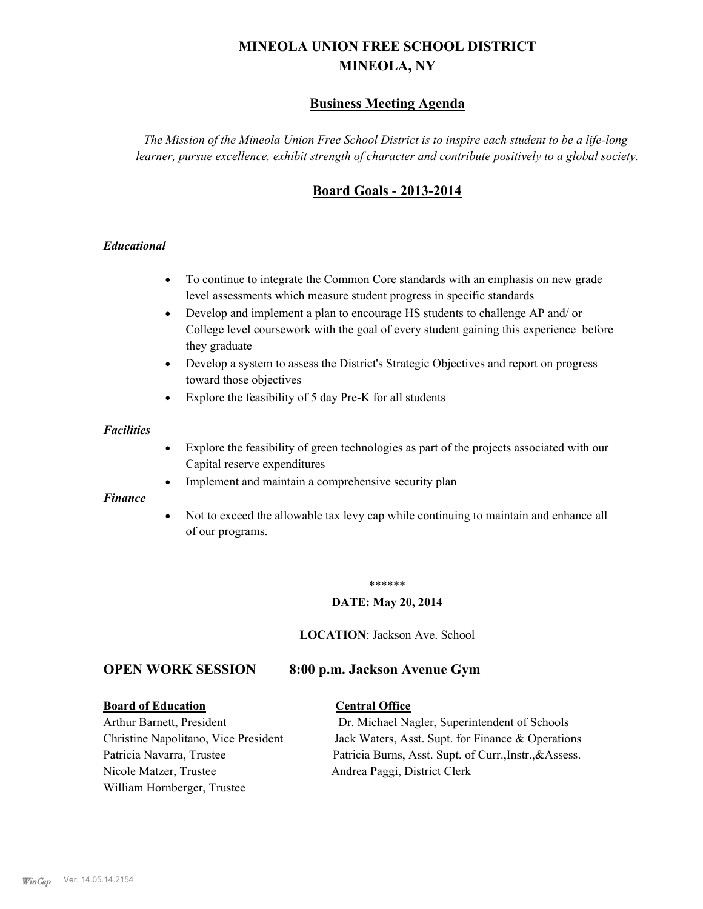# MINEOLA UNION FREE SCHOOL DISTRICT
# MINEOLA, NY

## Business Meeting Agenda

*The Mission of the Mineola Union Free School District is to inspire each student to be a life-long learner, pursue excellence, exhibit strength of character and contribute positively to a global society.*

## Board Goals - 2013-2014

### *Educational*

- To continue to integrate the Common Core standards with an emphasis on new grade level assessments which measure student progress in specific standards
- Develop and implement a plan to encourage HS students to challenge AP and/ or College level coursework with the goal of every student gaining this experience before they graduate
- Develop a system to assess the District's Strategic Objectives and report on progress toward those objectives
- Explore the feasibility of 5 day Pre-K for all students

### *Facilities*

- Explore the feasibility of green technologies as part of the projects associated with our Capital reserve expenditures
- Implement and maintain a comprehensive security plan

### *Finance*

- Not to exceed the allowable tax levy cap while continuing to maintain and enhance all of our programs.

******

**DATE: May 20, 2014**

**LOCATION**: Jackson Ave. School

## OPEN WORK SESSION 8:00 p.m. Jackson Avenue Gym

| **Board of Education** | **Central Office** |
|---|---|
| Arthur Barnett, President | Dr. Michael Nagler, Superintendent of Schools |
| Christine Napolitano, Vice President | Jack Waters, Asst. Supt. for Finance & Operations |
| Patricia Navarra, Trustee | Patricia Burns, Asst. Supt. of Curr.,Instr.,&Assess. |
| Nicole Matzer, Trustee | Andrea Paggi, District Clerk |
| William Hornberger, Trustee | |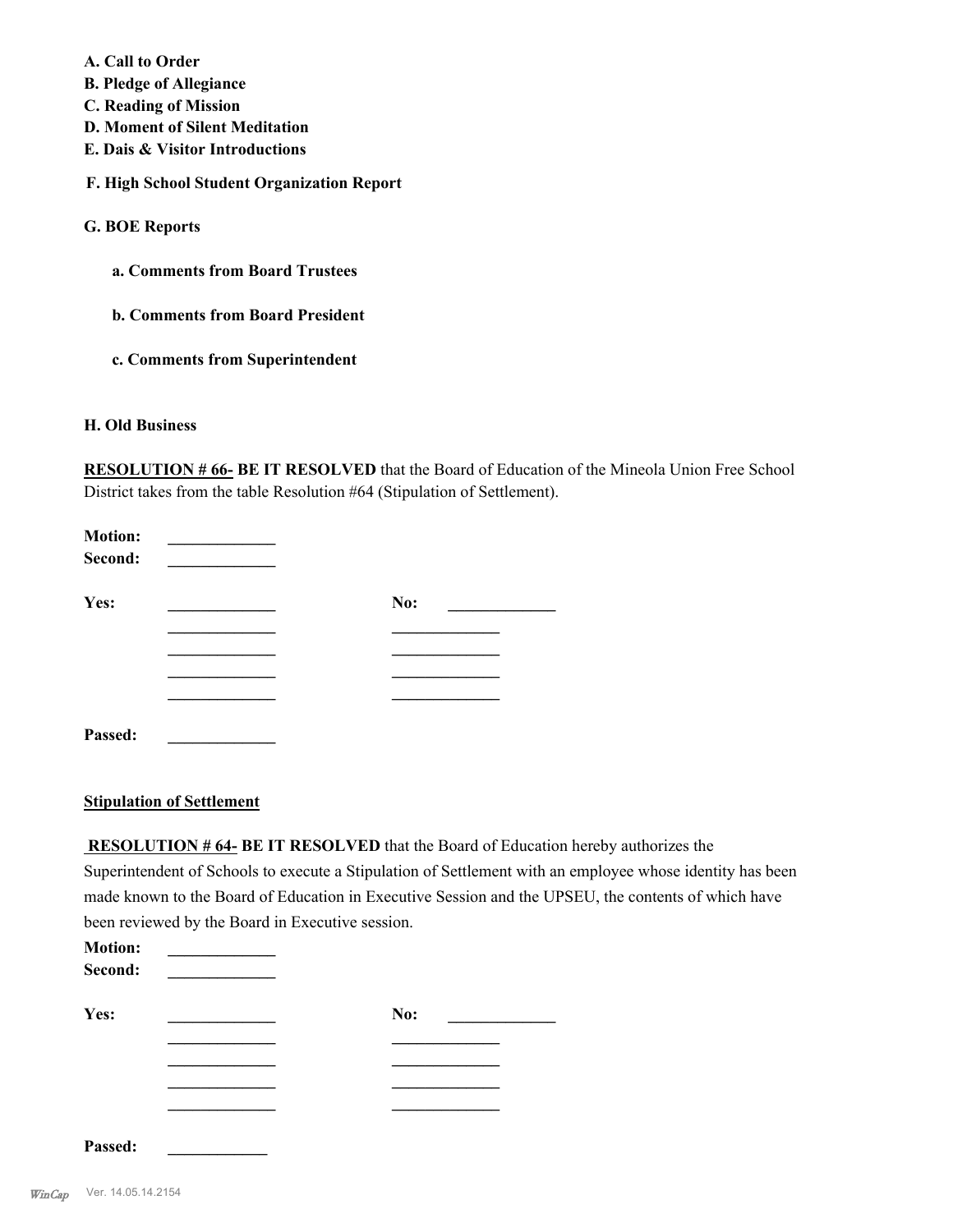**A. Call to Order**
**B. Pledge of Allegiance**
**C. Reading of Mission**
**D. Moment of Silent Meditation**
**E. Dais & Visitor Introductions**

**F. High School Student Organization Report**

**G. BOE Reports**

**a. Comments from Board Trustees**

**b. Comments from Board President**

**c. Comments from Superintendent**

**H. Old Business**

**RESOLUTION # 66- BE IT RESOLVED** that the Board of Education of the Mineola Union Free School District takes from the table Resolution #64 (Stipulation of Settlement).

**Motion:** _____________
**Second:** _____________

| **Yes:** | _____________ | **No:** | _____________ |
|---|---|---|---|
| | _____________ | | _____________ |
| | _____________ | | _____________ |
| | _____________ | | _____________ |
| | _____________ | | _____________ |

**Passed:** _____________

**Stipulation of Settlement**

**RESOLUTION # 64- BE IT RESOLVED** that the Board of Education hereby authorizes the Superintendent of Schools to execute a Stipulation of Settlement with an employee whose identity has been made known to the Board of Education in Executive Session and the UPSEU, the contents of which have been reviewed by the Board in Executive session.

**Motion:** _____________
**Second:** _____________

| **Yes:** | _____________ | **No:** | _____________ |
|---|---|---|---|
| | _____________ | | _____________ |
| | _____________ | | _____________ |
| | _____________ | | _____________ |
| | _____________ | | _____________ |

**Passed:** ____________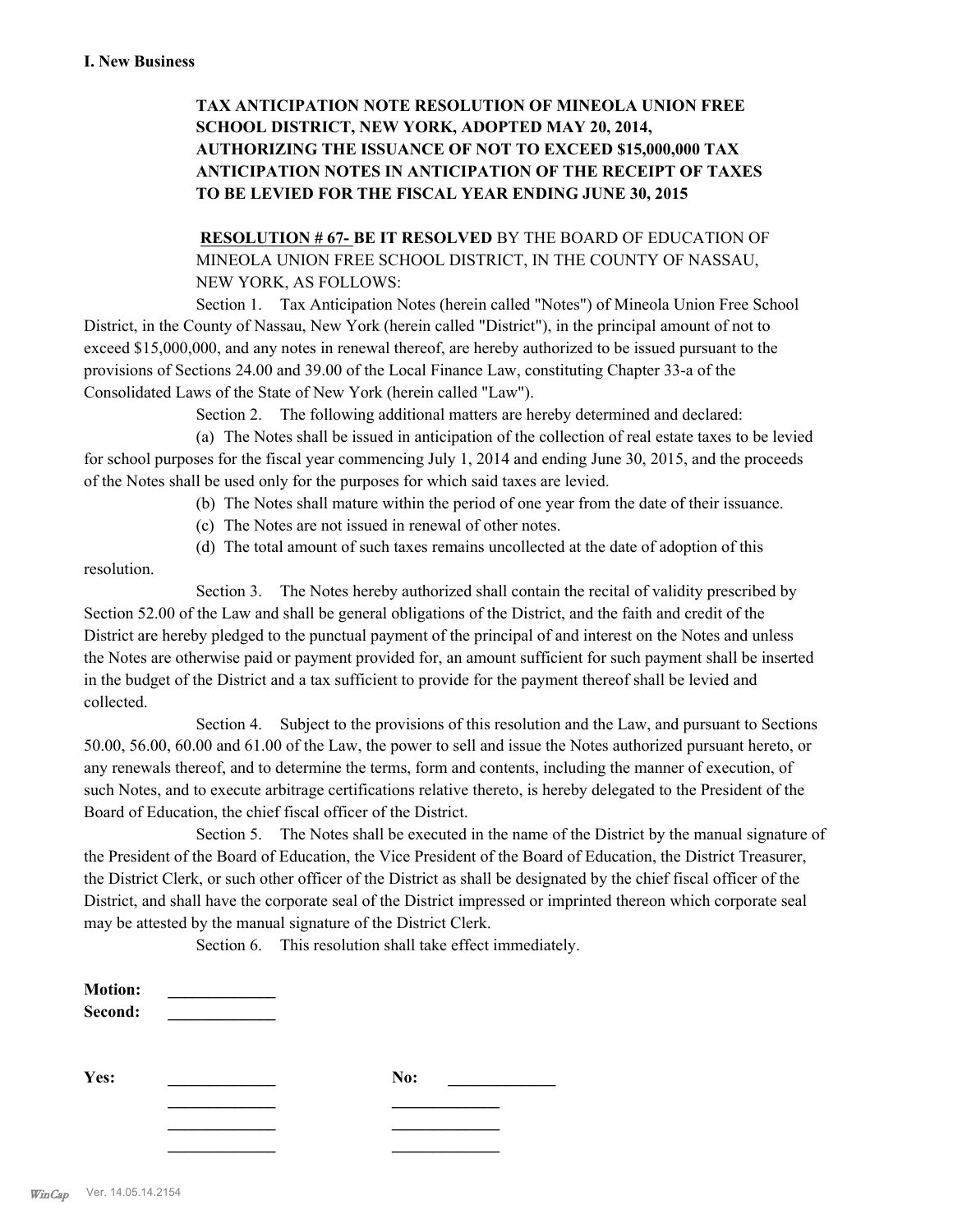**I. New Business**

**TAX ANTICIPATION NOTE RESOLUTION OF MINEOLA UNION FREE SCHOOL DISTRICT, NEW YORK, ADOPTED MAY 20, 2014, AUTHORIZING THE ISSUANCE OF NOT TO EXCEED $15,000,000 TAX ANTICIPATION NOTES IN ANTICIPATION OF THE RECEIPT OF TAXES TO BE LEVIED FOR THE FISCAL YEAR ENDING JUNE 30, 2015**

**RESOLUTION # 67- BE IT RESOLVED** BY THE BOARD OF EDUCATION OF MINEOLA UNION FREE SCHOOL DISTRICT, IN THE COUNTY OF NASSAU, NEW YORK, AS FOLLOWS:

Section 1. Tax Anticipation Notes (herein called "Notes") of Mineola Union Free School District, in the County of Nassau, New York (herein called "District"), in the principal amount of not to exceed $15,000,000, and any notes in renewal thereof, are hereby authorized to be issued pursuant to the provisions of Sections 24.00 and 39.00 of the Local Finance Law, constituting Chapter 33-a of the Consolidated Laws of the State of New York (herein called "Law").

Section 2. The following additional matters are hereby determined and declared:

(a) The Notes shall be issued in anticipation of the collection of real estate taxes to be levied for school purposes for the fiscal year commencing July 1, 2014 and ending June 30, 2015, and the proceeds of the Notes shall be used only for the purposes for which said taxes are levied.

(b) The Notes shall mature within the period of one year from the date of their issuance.

(c) The Notes are not issued in renewal of other notes.

(d) The total amount of such taxes remains uncollected at the date of adoption of this resolution.

Section 3. The Notes hereby authorized shall contain the recital of validity prescribed by Section 52.00 of the Law and shall be general obligations of the District, and the faith and credit of the District are hereby pledged to the punctual payment of the principal of and interest on the Notes and unless the Notes are otherwise paid or payment provided for, an amount sufficient for such payment shall be inserted in the budget of the District and a tax sufficient to provide for the payment thereof shall be levied and collected.

Section 4. Subject to the provisions of this resolution and the Law, and pursuant to Sections 50.00, 56.00, 60.00 and 61.00 of the Law, the power to sell and issue the Notes authorized pursuant hereto, or any renewals thereof, and to determine the terms, form and contents, including the manner of execution, of such Notes, and to execute arbitrage certifications relative thereto, is hereby delegated to the President of the Board of Education, the chief fiscal officer of the District.

Section 5. The Notes shall be executed in the name of the District by the manual signature of the President of the Board of Education, the Vice President of the Board of Education, the District Treasurer, the District Clerk, or such other officer of the District as shall be designated by the chief fiscal officer of the District, and shall have the corporate seal of the District impressed or imprinted thereon which corporate seal may be attested by the manual signature of the District Clerk.

Section 6. This resolution shall take effect immediately.

**Motion:** _____________
**Second:** _____________

| **Yes:** | _____________ | **No:** | _____________ |
|---|---|---|---|
| | _____________ | | _____________ |
| | _____________ | | _____________ |
| | _____________ | | _____________ |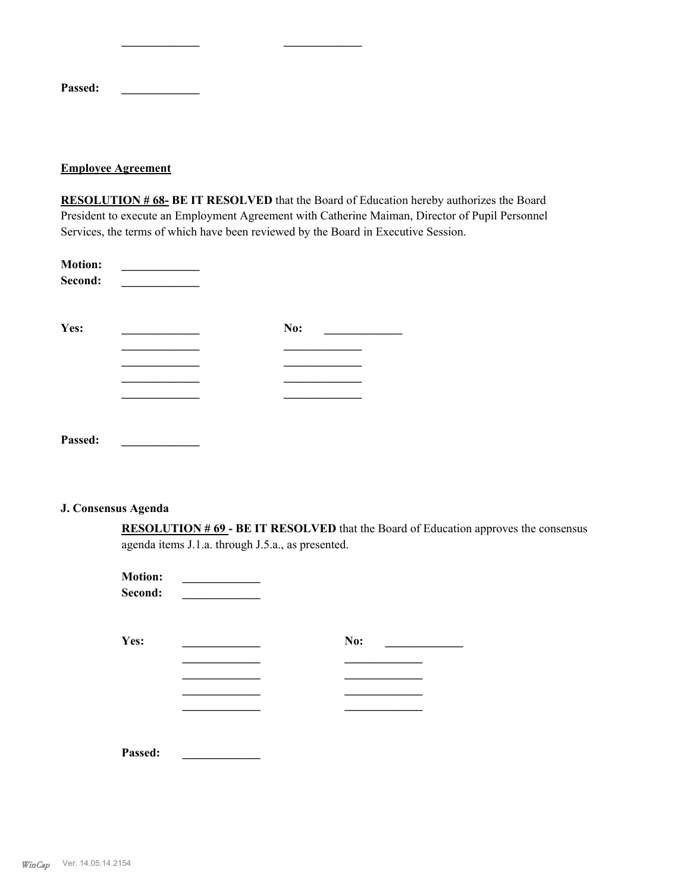_____________ _____________

**Passed:** _____________

**Employee Agreement**

**RESOLUTION # 68- BE IT RESOLVED** that the Board of Education hereby authorizes the Board President to execute an Employment Agreement with Catherine Maiman, Director of Pupil Personnel Services, the terms of which have been reviewed by the Board in Executive Session.

**Motion:** _____________
**Second:** _____________

| **Yes:** | _____________ | **No:** | _____________ |
|---|---|---|---|
| | _____________ | | _____________ |
| | _____________ | | _____________ |
| | _____________ | | _____________ |
| | _____________ | | _____________ |

**Passed:** _____________

**J. Consensus Agenda**

**RESOLUTION # 69 - BE IT RESOLVED** that the Board of Education approves the consensus agenda items J.1.a. through J.5.a., as presented.

**Motion:** _____________
**Second:** _____________

| **Yes:** | _____________ | **No:** | _____________ |
|---|---|---|---|
| | _____________ | | _____________ |
| | _____________ | | _____________ |
| | _____________ | | _____________ |
| | _____________ | | _____________ |

**Passed:** _____________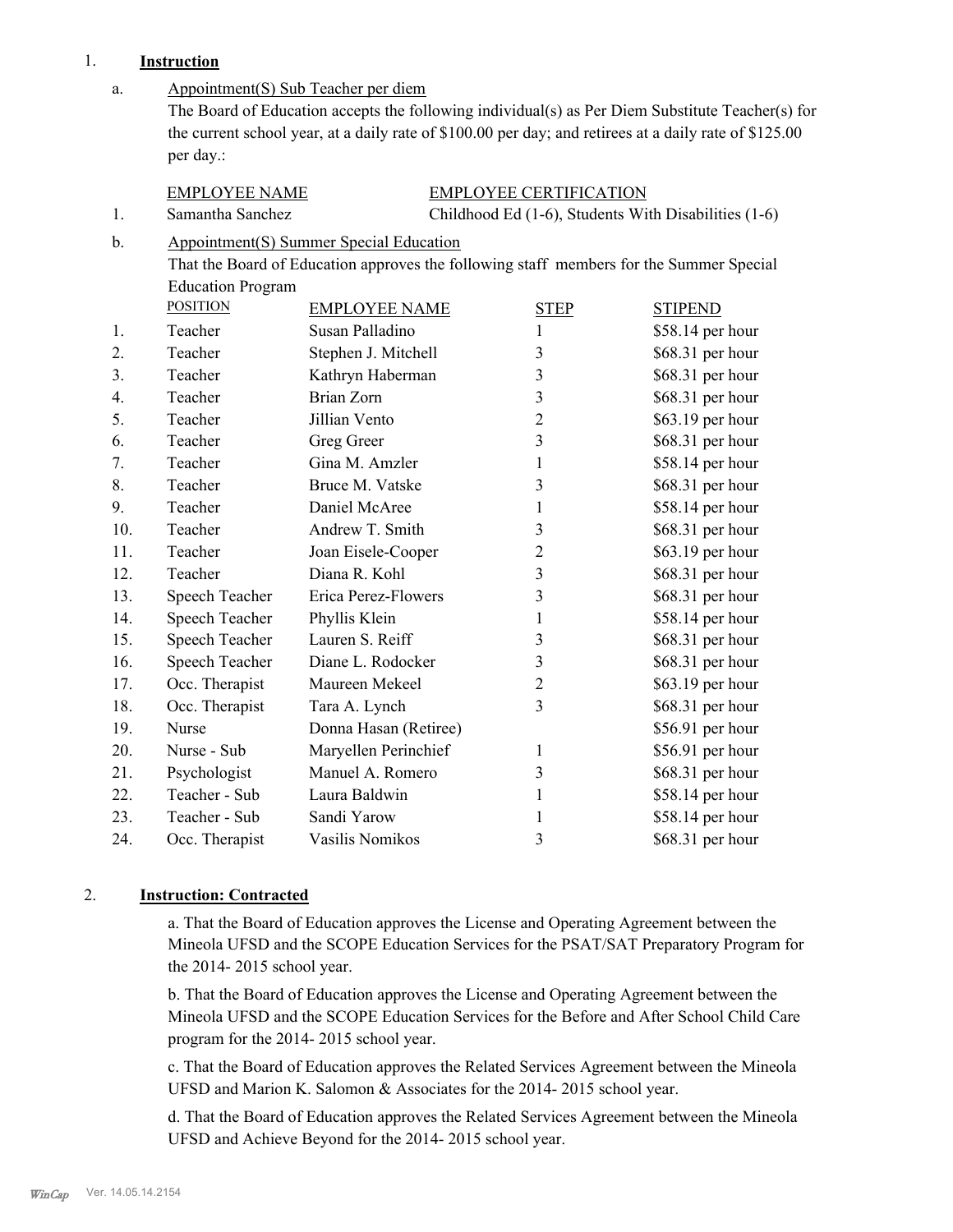1. **Instruction**

a. Appointment(S) Sub Teacher per diem

The Board of Education accepts the following individual(s) as Per Diem Substitute Teacher(s) for the current school year, at a daily rate of $100.00 per day; and retirees at a daily rate of $125.00 per day.:

| | EMPLOYEE NAME | EMPLOYEE CERTIFICATION |
|---|---|---|
| 1. | Samantha Sanchez | Childhood Ed (1-6), Students With Disabilities (1-6) |

b. Appointment(S) Summer Special Education

That the Board of Education approves the following staff members for the Summer Special Education Program

| | POSITION | EMPLOYEE NAME | STEP | STIPEND |
|---|---|---|---|---|
| 1. | Teacher | Susan Palladino | 1 | $58.14 per hour |
| 2. | Teacher | Stephen J. Mitchell | 3 | $68.31 per hour |
| 3. | Teacher | Kathryn Haberman | 3 | $68.31 per hour |
| 4. | Teacher | Brian Zorn | 3 | $68.31 per hour |
| 5. | Teacher | Jillian Vento | 2 | $63.19 per hour |
| 6. | Teacher | Greg Greer | 3 | $68.31 per hour |
| 7. | Teacher | Gina M. Amzler | 1 | $58.14 per hour |
| 8. | Teacher | Bruce M. Vatske | 3 | $68.31 per hour |
| 9. | Teacher | Daniel McAree | 1 | $58.14 per hour |
| 10. | Teacher | Andrew T. Smith | 3 | $68.31 per hour |
| 11. | Teacher | Joan Eisele-Cooper | 2 | $63.19 per hour |
| 12. | Teacher | Diana R. Kohl | 3 | $68.31 per hour |
| 13. | Speech Teacher | Erica Perez-Flowers | 3 | $68.31 per hour |
| 14. | Speech Teacher | Phyllis Klein | 1 | $58.14 per hour |
| 15. | Speech Teacher | Lauren S. Reiff | 3 | $68.31 per hour |
| 16. | Speech Teacher | Diane L. Rodocker | 3 | $68.31 per hour |
| 17. | Occ. Therapist | Maureen Mekeel | 2 | $63.19 per hour |
| 18. | Occ. Therapist | Tara A. Lynch | 3 | $68.31 per hour |
| 19. | Nurse | Donna Hasan (Retiree) | | $56.91 per hour |
| 20. | Nurse - Sub | Maryellen Perinchief | 1 | $56.91 per hour |
| 21. | Psychologist | Manuel A. Romero | 3 | $68.31 per hour |
| 22. | Teacher - Sub | Laura Baldwin | 1 | $58.14 per hour |
| 23. | Teacher - Sub | Sandi Yarow | 1 | $58.14 per hour |
| 24. | Occ. Therapist | Vasilis Nomikos | 3 | $68.31 per hour |

2. **Instruction: Contracted**

a. That the Board of Education approves the License and Operating Agreement between the Mineola UFSD and the SCOPE Education Services for the PSAT/SAT Preparatory Program for the 2014- 2015 school year.

b. That the Board of Education approves the License and Operating Agreement between the Mineola UFSD and the SCOPE Education Services for the Before and After School Child Care program for the 2014- 2015 school year.

c. That the Board of Education approves the Related Services Agreement between the Mineola UFSD and Marion K. Salomon & Associates for the 2014- 2015 school year.

d. That the Board of Education approves the Related Services Agreement between the Mineola UFSD and Achieve Beyond for the 2014- 2015 school year.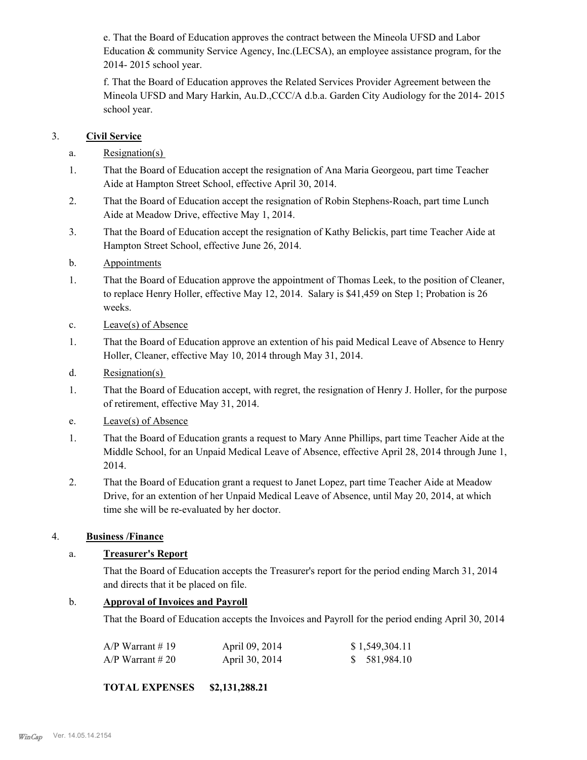e. That the Board of Education approves the contract between the Mineola UFSD and Labor Education & community Service Agency, Inc.(LECSA), an employee assistance program, for the 2014- 2015 school year.

f. That the Board of Education approves the Related Services Provider Agreement between the Mineola UFSD and Mary Harkin, Au.D.,CCC/A d.b.a. Garden City Audiology for the 2014- 2015 school year.

3. **Civil Service**

a. Resignation(s)

1. That the Board of Education accept the resignation of Ana Maria Georgeou, part time Teacher Aide at Hampton Street School, effective April 30, 2014.

2. That the Board of Education accept the resignation of Robin Stephens-Roach, part time Lunch Aide at Meadow Drive, effective May 1, 2014.

3. That the Board of Education accept the resignation of Kathy Belickis, part time Teacher Aide at Hampton Street School, effective June 26, 2014.

b. Appointments

1. That the Board of Education approve the appointment of Thomas Leek, to the position of Cleaner, to replace Henry Holler, effective May 12, 2014. Salary is $41,459 on Step 1; Probation is 26 weeks.

c. Leave(s) of Absence

1. That the Board of Education approve an extention of his paid Medical Leave of Absence to Henry Holler, Cleaner, effective May 10, 2014 through May 31, 2014.

d. Resignation(s)

1. That the Board of Education accept, with regret, the resignation of Henry J. Holler, for the purpose of retirement, effective May 31, 2014.

e. Leave(s) of Absence

1. That the Board of Education grants a request to Mary Anne Phillips, part time Teacher Aide at the Middle School, for an Unpaid Medical Leave of Absence, effective April 28, 2014 through June 1, 2014.

2. That the Board of Education grant a request to Janet Lopez, part time Teacher Aide at Meadow Drive, for an extention of her Unpaid Medical Leave of Absence, until May 20, 2014, at which time she will be re-evaluated by her doctor.

4. **Business /Finance**

a. **Treasurer's Report**

That the Board of Education accepts the Treasurer's report for the period ending March 31, 2014 and directs that it be placed on file.

b. **Approval of Invoices and Payroll**

That the Board of Education accepts the Invoices and Payroll for the period ending April 30, 2014

| | | |
|---|---|---|
| A/P Warrant # 19 | April 09, 2014 | $ 1,549,304.11 |
| A/P Warrant # 20 | April 30, 2014 | $ 581,984.10 |

**TOTAL EXPENSES $2,131,288.21**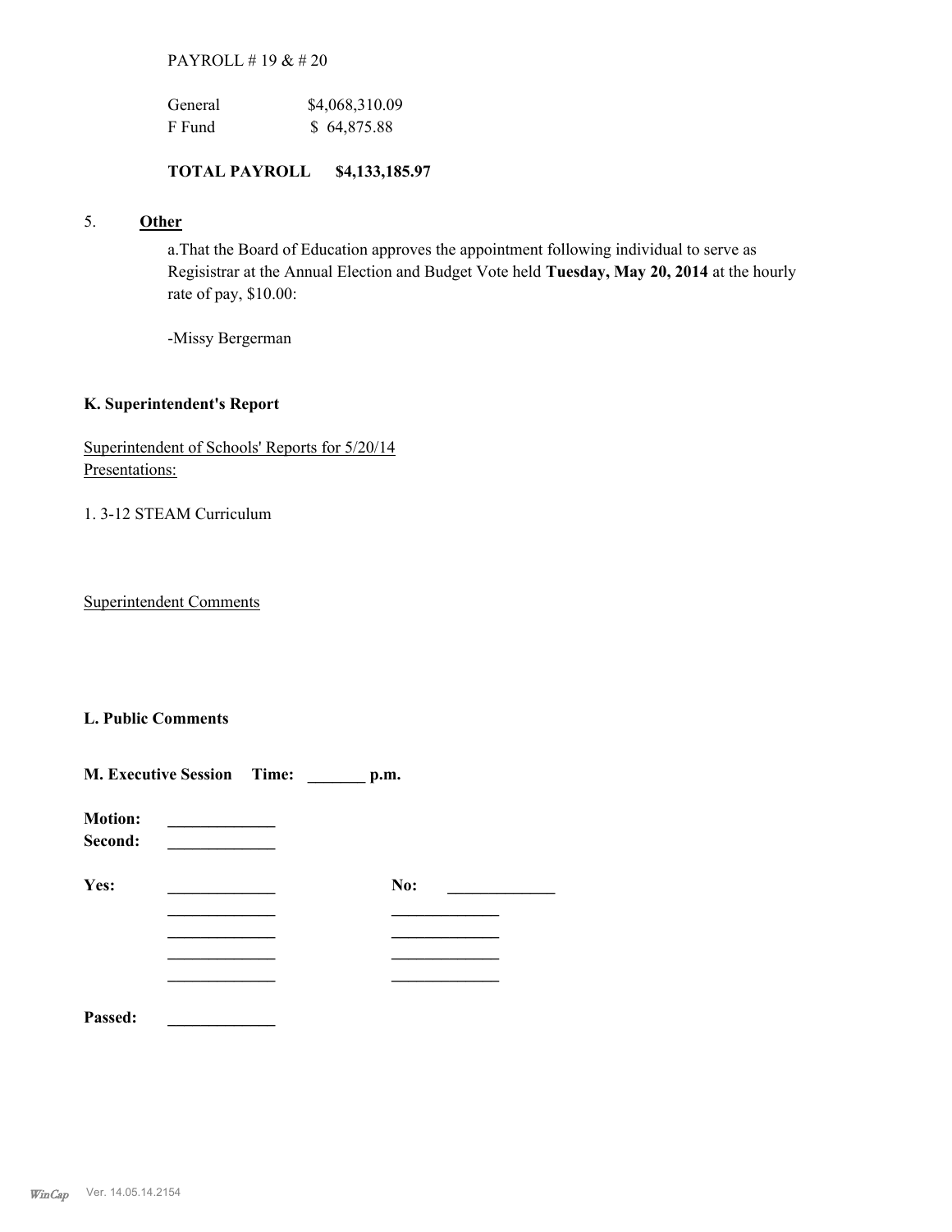PAYROLL # 19 & # 20

| General | $4,068,310.09 |
|---|---|
| F Fund | $ 64,875.88 |

**TOTAL PAYROLL $4,133,185.97**

5. **Other**

a.That the Board of Education approves the appointment following individual to serve as Regisistrar at the Annual Election and Budget Vote held **Tuesday, May 20, 2014** at the hourly rate of pay, $10.00:

-Missy Bergerman

### K. Superintendent's Report

Superintendent of Schools' Reports for 5/20/14
Presentations:

1. 3-12 STEAM Curriculum

Superintendent Comments

### L. Public Comments

### M. Executive Session Time: _______ p.m.

**Motion:** _____________
**Second:** _____________

| **Yes:** | _____________ | **No:** | _____________ |
|---|---|---|---|
| | _____________ | | _____________ |
| | _____________ | | _____________ |
| | _____________ | | _____________ |
| | _____________ | | _____________ |

**Passed:** _____________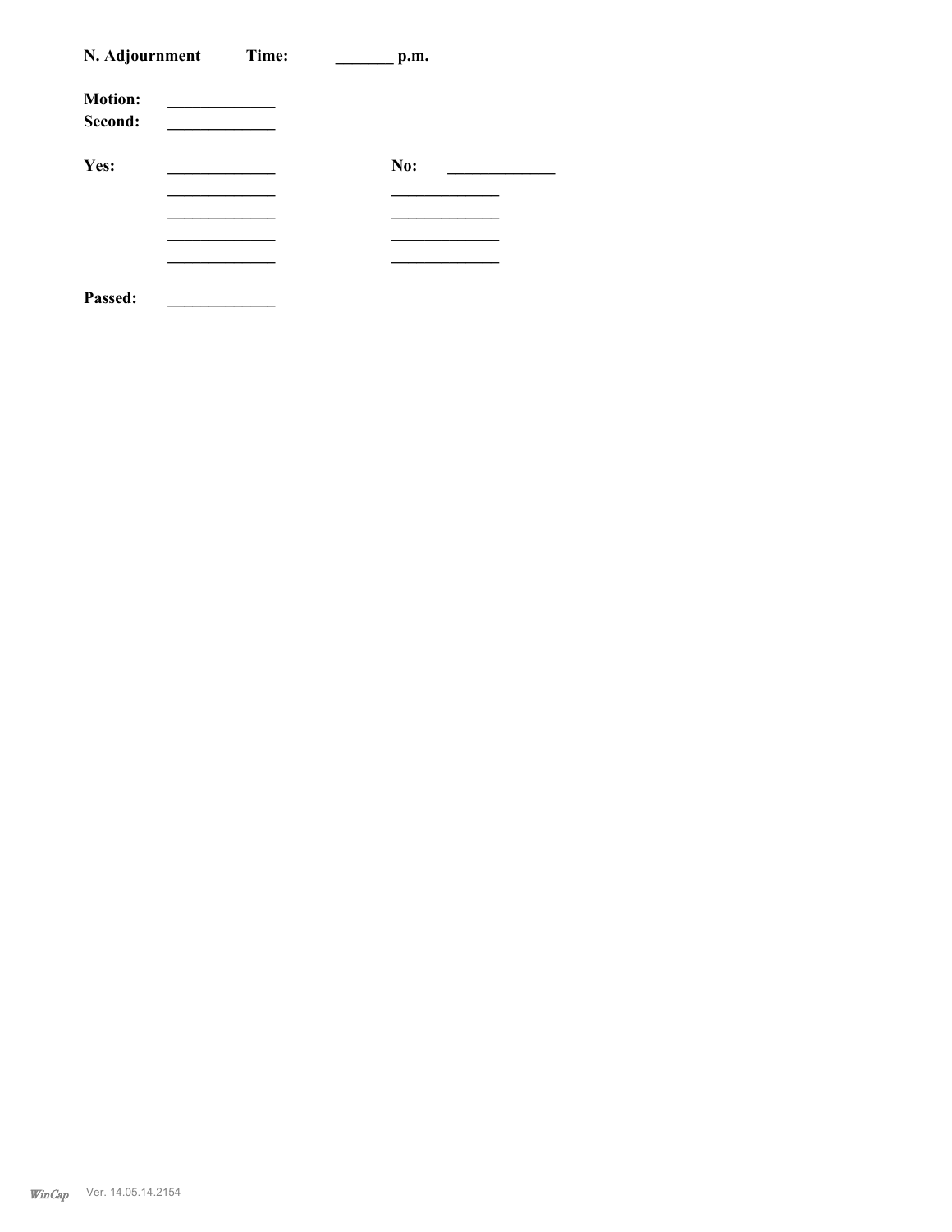**N. Adjournment** **Time:** _______ **p.m.**

**Motion:** _____________

**Second:** _____________

| | | | |
|---|---|---|---|
| **Yes:** | _____________ | **No:** | _____________ |
| | _____________ | | _____________ |
| | _____________ | | _____________ |
| | _____________ | | _____________ |
| | _____________ | | _____________ |

**Passed:** _____________

*WinCap* Ver. 14.05.14.2154